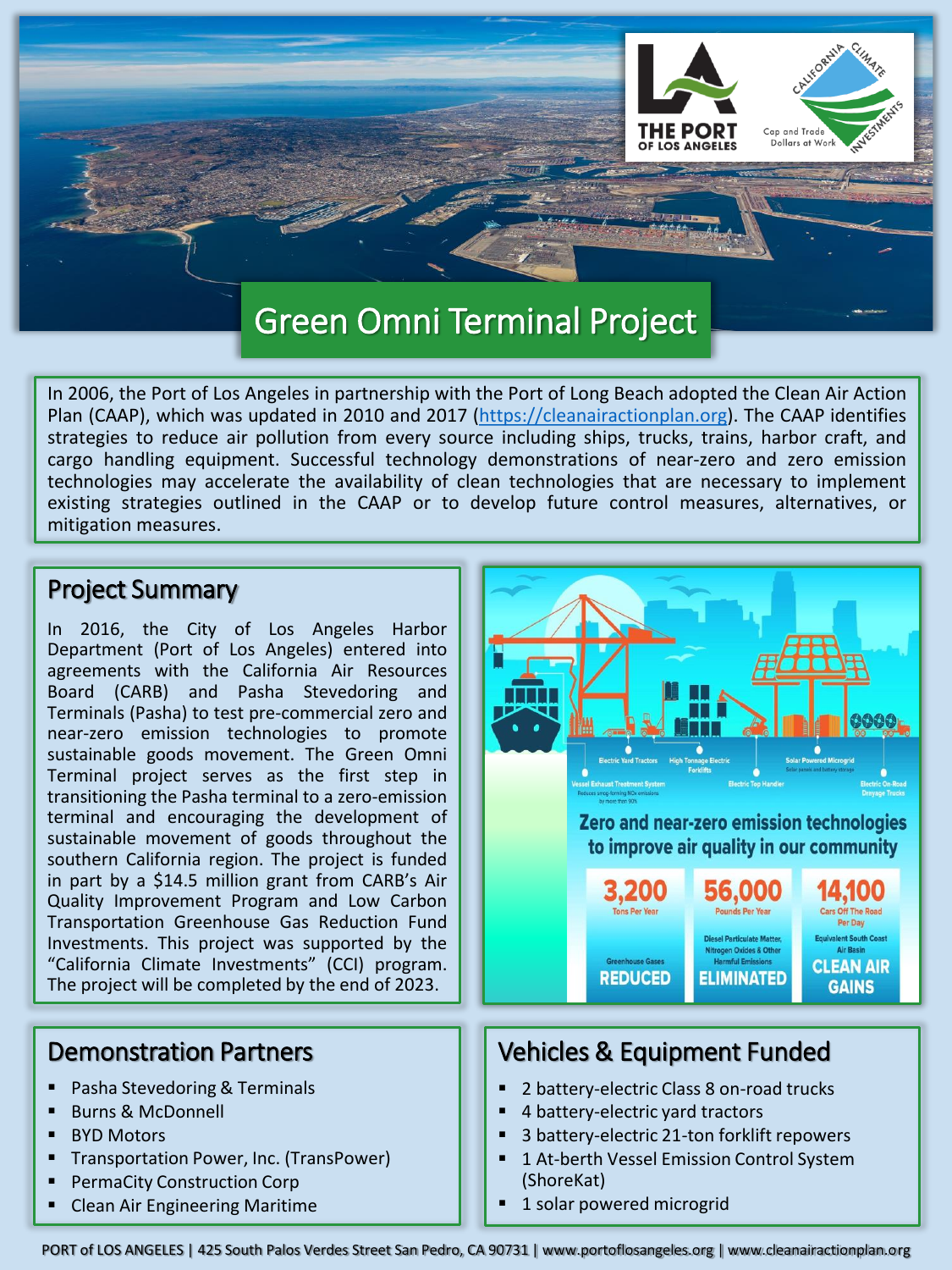# Green Omni Terminal Project

In 2006, the Port of Los Angeles in partnership with the Port of Long Beach adopted the Clean Air Action Plan (CAAP), which was updated in 2010 and 2017 (https://cleanairactionplan.org). The CAAP identifies strategies to reduce air pollution from every source including ships, trucks, trains, harbor craft, and cargo handling equipment. Successful technology demonstrations of near-zero and zero emission technologies may accelerate the availability of clean technologies that are necessary to implement existing strategies outlined in the CAAP or to develop future control measures, alternatives, or mitigation measures.

## Project Summary

In 2016, the City of Los Angeles Harbor Department (Port of Los Angeles) entered into agreements with the California Air Resources Board (CARB) and Pasha Stevedoring and Terminals (Pasha) to test pre-commercial zero and near-zero emission technologies to promote sustainable goods movement. The Green Omni Terminal project serves as the first step in transitioning the Pasha terminal to a zero-emission terminal and encouraging the development of sustainable movement of goods throughout the southern California region. The project is funded in part by a $14.5 million grant from CARB's Air Quality Improvement Program and Low Carbon Transportation Greenhouse Gas Reduction Fund Investments. This project was supported by the "California Climate Investments" (CCI) program. The project will be completed by the end of 2023.

**Zero and near-zero emission technologies to improve air quality in our community**

- Electric Yard Tractors
- High Tonnage Electric Forklifts
- Solar Powered Microgrid – Solar panels and battery storage
- Vessel Exhaust Treatment System – Reduces smog-forming NOx emissions by more than 90%
- Electric Top Handler
- Electric On-Road Drayage Trucks

| 3,200 | 56,000 | 14,100 |
| --- | --- | --- |
| Tons Per Year | Pounds Per Year | Cars Off The Road Per Day |
| Greenhouse Gases REDUCED | Diesel Particulate Matter, Nitrogen Oxides & Other Harmful Emissions ELIMINATED | Equivalent South Coast Air Basin CLEAN AIR GAINS |

## Demonstration Partners

- Pasha Stevedoring & Terminals
- Burns & McDonnell
- BYD Motors
- Transportation Power, Inc. (TransPower)
- PermaCity Construction Corp
- Clean Air Engineering Maritime

## Vehicles & Equipment Funded

- 2 battery-electric Class 8 on-road trucks
- 4 battery-electric yard tractors
- 3 battery-electric 21-ton forklift repowers
- 1 At-berth Vessel Emission Control System (ShoreKat)
- 1 solar powered microgrid

PORT of LOS ANGELES | 425 South Palos Verdes Street San Pedro, CA 90731 | www.portoflosangeles.org | www.cleanairactionplan.org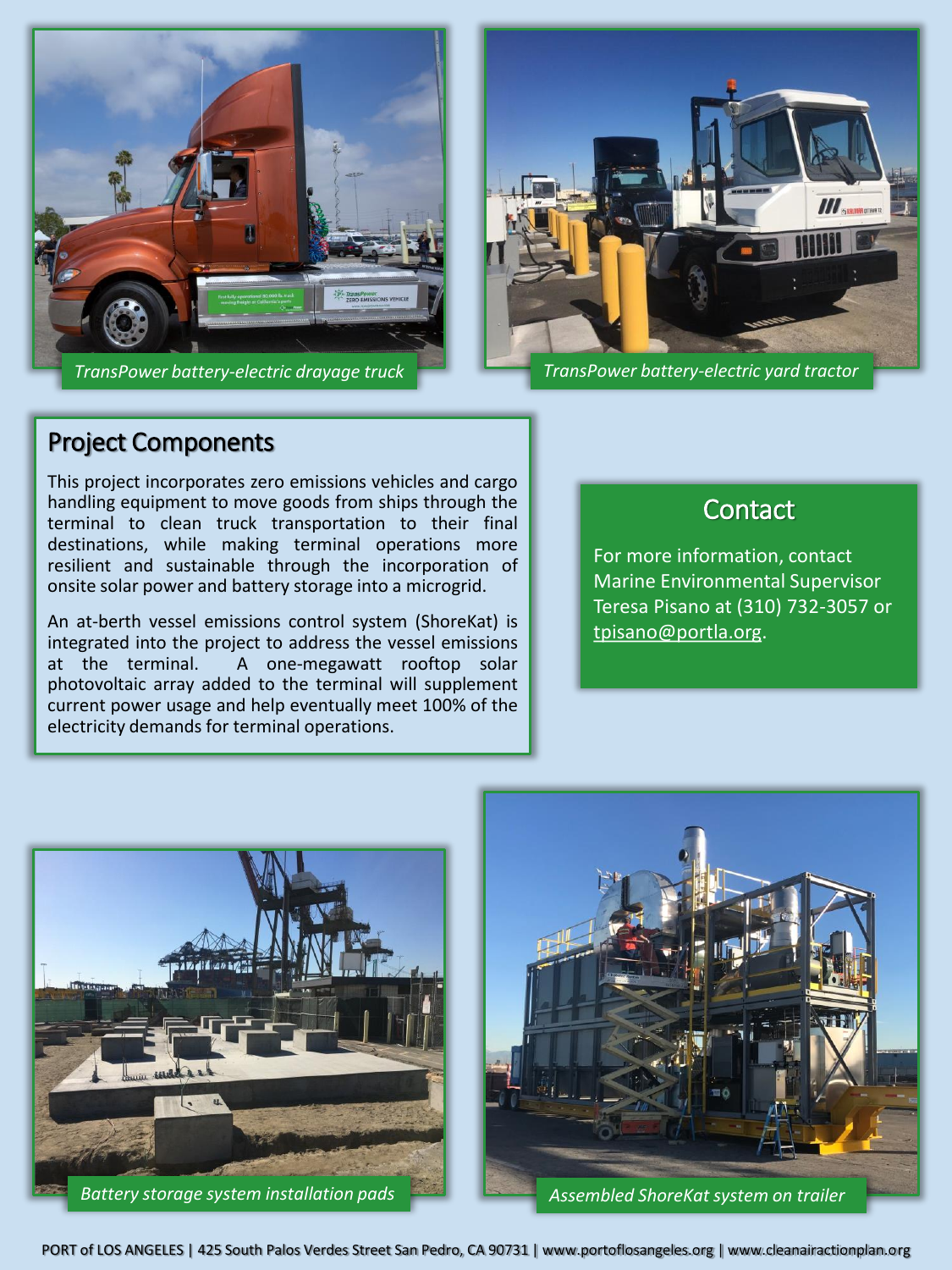*TransPower battery-electric drayage truck*

*TransPower battery-electric yard tractor*

## Project Components

This project incorporates zero emissions vehicles and cargo handling equipment to move goods from ships through the terminal to clean truck transportation to their final destinations, while making terminal operations more resilient and sustainable through the incorporation of onsite solar power and battery storage into a microgrid.

An at-berth vessel emissions control system (ShoreKat) is integrated into the project to address the vessel emissions at the terminal. A one-megawatt rooftop solar photovoltaic array added to the terminal will supplement current power usage and help eventually meet 100% of the electricity demands for terminal operations.

## Contact

For more information, contact Marine Environmental Supervisor Teresa Pisano at (310) 732-3057 or tpisano@portla.org.

*Battery storage system installation pads*

*Assembled ShoreKat system on trailer*

PORT of LOS ANGELES | 425 South Palos Verdes Street San Pedro, CA 90731 | www.portoflosangeles.org | www.cleanairactionplan.org